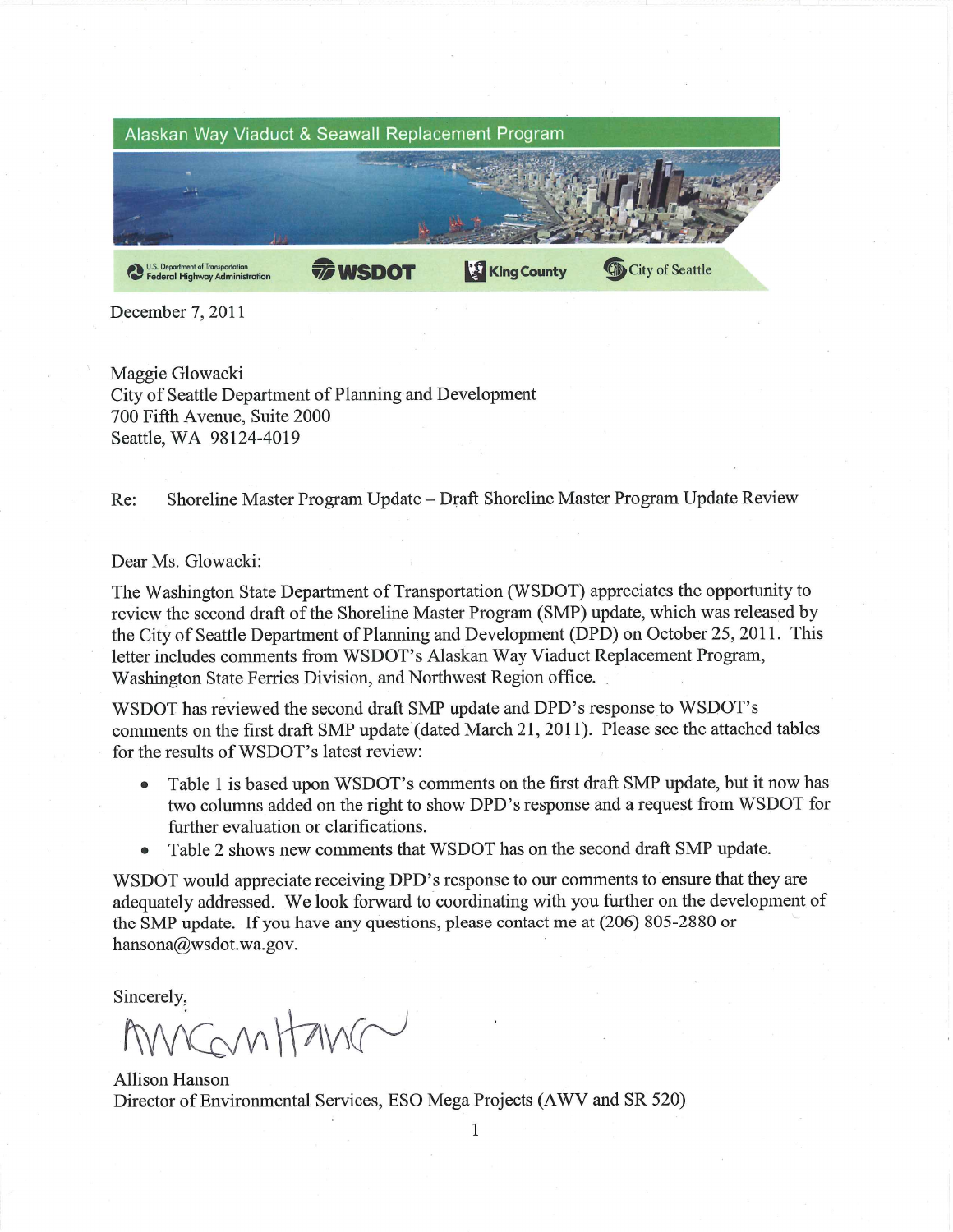Alaskan Way Viaduct & Seawall Replacement Program

U.S. Department of Transportation Federal Highway Administration | WSDOT | King County | City of Seattle

December 7, 2011

Maggie Glowacki
City of Seattle Department of Planning and Development
700 Fifth Avenue, Suite 2000
Seattle, WA 98124-4019

Re: Shoreline Master Program Update – Draft Shoreline Master Program Update Review

Dear Ms. Glowacki:

The Washington State Department of Transportation (WSDOT) appreciates the opportunity to review the second draft of the Shoreline Master Program (SMP) update, which was released by the City of Seattle Department of Planning and Development (DPD) on October 25, 2011. This letter includes comments from WSDOT's Alaskan Way Viaduct Replacement Program, Washington State Ferries Division, and Northwest Region office.

WSDOT has reviewed the second draft SMP update and DPD's response to WSDOT's comments on the first draft SMP update (dated March 21, 2011). Please see the attached tables for the results of WSDOT's latest review:

- Table 1 is based upon WSDOT's comments on the first draft SMP update, but it now has two columns added on the right to show DPD's response and a request from WSDOT for further evaluation or clarifications.
- Table 2 shows new comments that WSDOT has on the second draft SMP update.

WSDOT would appreciate receiving DPD's response to our comments to ensure that they are adequately addressed. We look forward to coordinating with you further on the development of the SMP update. If you have any questions, please contact me at (206) 805-2880 or hansona@wsdot.wa.gov.

Sincerely,

Allison Hanson
Director of Environmental Services, ESO Mega Projects (AWV and SR 520)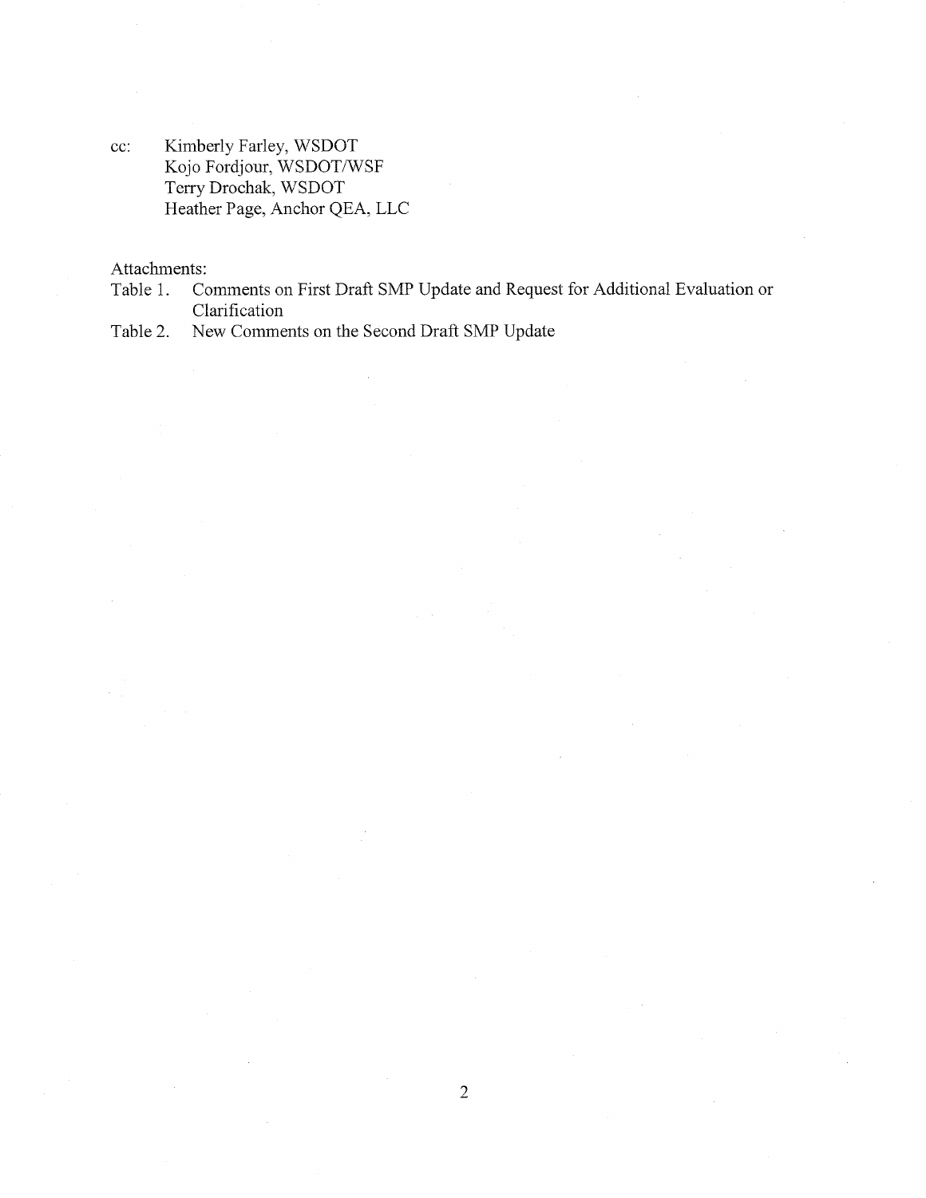cc: Kimberly Farley, WSDOT
Kojo Fordjour, WSDOT/WSF
Terry Drochak, WSDOT
Heather Page, Anchor QEA, LLC

Attachments:

Table 1. Comments on First Draft SMP Update and Request for Additional Evaluation or Clarification

Table 2. New Comments on the Second Draft SMP Update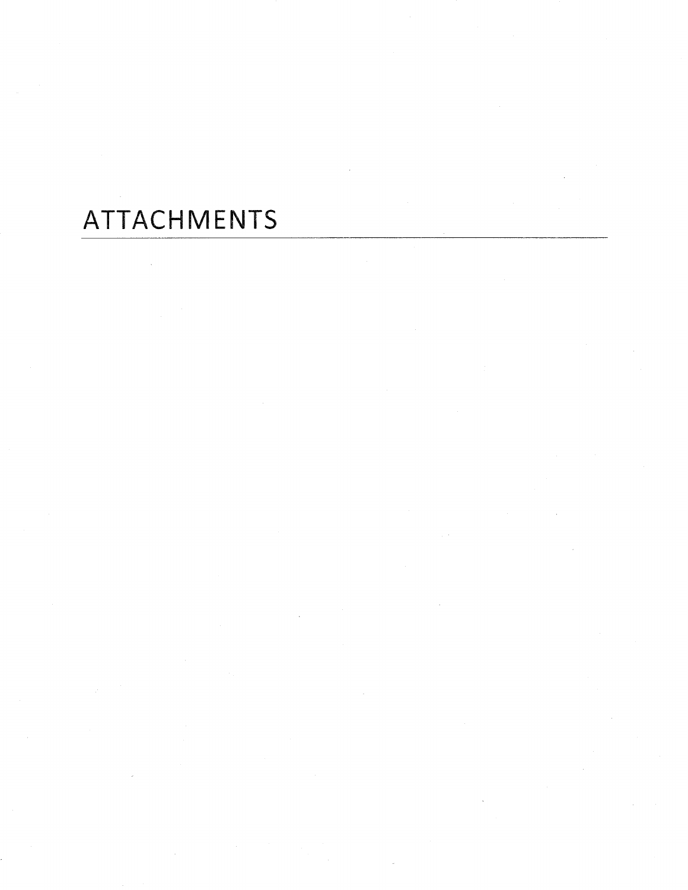# ATTACHMENTS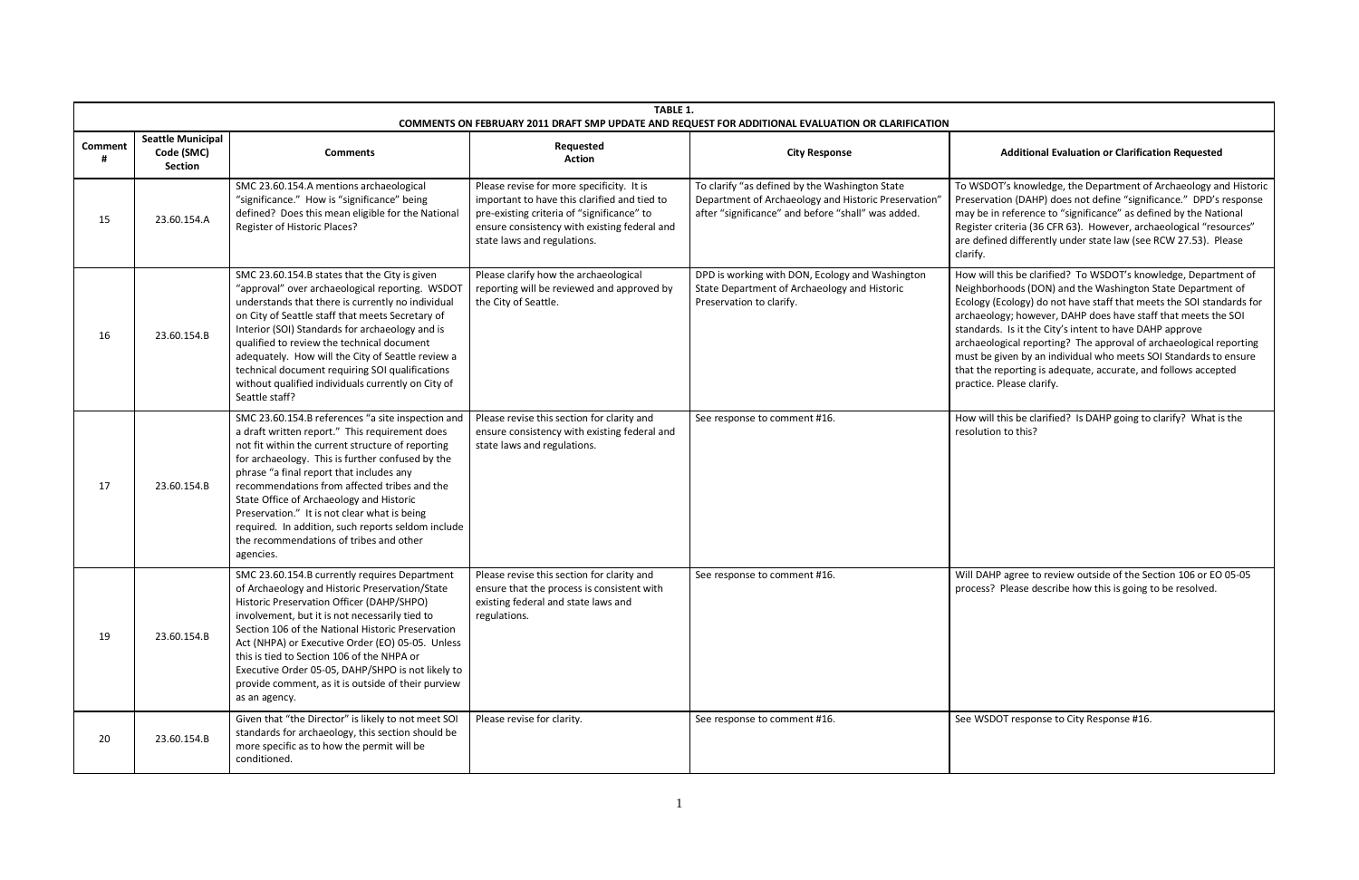**TABLE 1.**
**COMMENTS ON FEBRUARY 2011 DRAFT SMP UPDATE AND REQUEST FOR ADDITIONAL EVALUATION OR CLARIFICATION**

| Comment # | Seattle Municipal Code (SMC) Section | Comments | Requested Action | City Response | Additional Evaluation or Clarification Requested |
|---|---|---|---|---|---|
| 15 | 23.60.154.A | SMC 23.60.154.A mentions archaeological "significance." How is "significance" being defined? Does this mean eligible for the National Register of Historic Places? | Please revise for more specificity. It is important to have this clarified and tied to pre-existing criteria of "significance" to ensure consistency with existing federal and state laws and regulations. | To clarify "as defined by the Washington State Department of Archaeology and Historic Preservation" after "significance" and before "shall" was added. | To WSDOT's knowledge, the Department of Archaeology and Historic Preservation (DAHP) does not define "significance." DPD's response may be in reference to "significance" as defined by the National Register criteria (36 CFR 63). However, archaeological "resources" are defined differently under state law (see RCW 27.53). Please clarify. |
| 16 | 23.60.154.B | SMC 23.60.154.B states that the City is given "approval" over archaeological reporting. WSDOT understands that there is currently no individual on City of Seattle staff that meets Secretary of Interior (SOI) Standards for archaeology and is qualified to review the technical document adequately. How will the City of Seattle review a technical document requiring SOI qualifications without qualified individuals currently on City of Seattle staff? | Please clarify how the archaeological reporting will be reviewed and approved by the City of Seattle. | DPD is working with DON, Ecology and Washington State Department of Archaeology and Historic Preservation to clarify. | How will this be clarified? To WSDOT's knowledge, Department of Neighborhoods (DON) and the Washington State Department of Ecology (Ecology) do not have staff that meets the SOI standards for archaeology; however, DAHP does have staff that meets the SOI standards. Is it the City's intent to have DAHP approve archaeological reporting? The approval of archaeological reporting must be given by an individual who meets SOI Standards to ensure that the reporting is adequate, accurate, and follows accepted practice. Please clarify. |
| 17 | 23.60.154.B | SMC 23.60.154.B references "a site inspection and a draft written report." This requirement does not fit within the current structure of reporting for archaeology. This is further confused by the phrase "a final report that includes any recommendations from affected tribes and the State Office of Archaeology and Historic Preservation." It is not clear what is being required. In addition, such reports seldom include the recommendations of tribes and other agencies. | Please revise this section for clarity and ensure consistency with existing federal and state laws and regulations. | See response to comment #16. | How will this be clarified? Is DAHP going to clarify? What is the resolution to this? |
| 19 | 23.60.154.B | SMC 23.60.154.B currently requires Department of Archaeology and Historic Preservation/State Historic Preservation Officer (DAHP/SHPO) involvement, but it is not necessarily tied to Section 106 of the National Historic Preservation Act (NHPA) or Executive Order (EO) 05-05. Unless this is tied to Section 106 of the NHPA or Executive Order 05-05, DAHP/SHPO is not likely to provide comment, as it is outside of their purview as an agency. | Please revise this section for clarity and ensure that the process is consistent with existing federal and state laws and regulations. | See response to comment #16. | Will DAHP agree to review outside of the Section 106 or EO 05-05 process? Please describe how this is going to be resolved. |
| 20 | 23.60.154.B | Given that "the Director" is likely to not meet SOI standards for archaeology, this section should be more specific as to how the permit will be conditioned. | Please revise for clarity. | See response to comment #16. | See WSDOT response to City Response #16. |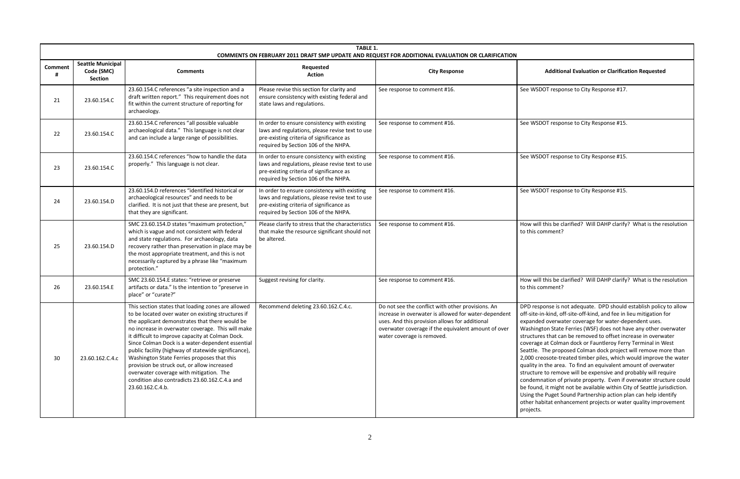**TABLE 1.**
**COMMENTS ON FEBRUARY 2011 DRAFT SMP UPDATE AND REQUEST FOR ADDITIONAL EVALUATION OR CLARIFICATION**

| Comment # | Seattle Municipal Code (SMC) Section | Comments | Requested Action | City Response | Additional Evaluation or Clarification Requested |
|---|---|---|---|---|---|
| 21 | 23.60.154.C | 23.60.154.C references "a site inspection and a draft written report." This requirement does not fit within the current structure of reporting for archaeology. | Please revise this section for clarity and ensure consistency with existing federal and state laws and regulations. | See response to comment #16. | See WSDOT response to City Response #17. |
| 22 | 23.60.154.C | 23.60.154.C references "all possible valuable archaeological data." This language is not clear and can include a large range of possibilities. | In order to ensure consistency with existing laws and regulations, please revise text to use pre-existing criteria of significance as required by Section 106 of the NHPA. | See response to comment #16. | See WSDOT response to City Response #15. |
| 23 | 23.60.154.C | 23.60.154.C references "how to handle the data properly." This language is not clear. | In order to ensure consistency with existing laws and regulations, please revise text to use pre-existing criteria of significance as required by Section 106 of the NHPA. | See response to comment #16. | See WSDOT response to City Response #15. |
| 24 | 23.60.154.D | 23.60.154.D references "identified historical or archaeological resources" and needs to be clarified. It is not just that these are present, but that they are significant. | In order to ensure consistency with existing laws and regulations, please revise text to use pre-existing criteria of significance as required by Section 106 of the NHPA. | See response to comment #16. | See WSDOT response to City Response #15. |
| 25 | 23.60.154.D | SMC 23.60.154.D states "maximum protection," which is vague and not consistent with federal and state regulations. For archaeology, data recovery rather than preservation in place may be the most appropriate treatment, and this is not necessarily captured by a phrase like "maximum protection." | Please clarify to stress that the characteristics that make the resource significant should not be altered. | See response to comment #16. | How will this be clarified? Will DAHP clarify? What is the resolution to this comment? |
| 26 | 23.60.154.E | SMC 23.60.154.E states: "retrieve or preserve artifacts or data." Is the intention to "preserve in place" or "curate?" | Suggest revising for clarity. | See response to comment #16. | How will this be clarified? Will DAHP clarify? What is the resolution to this comment? |
| 30 | 23.60.162.C.4.c | This section states that loading zones are allowed to be located over water on existing structures if the applicant demonstrates that there would be no increase in overwater coverage. This will make it difficult to improve capacity at Colman Dock. Since Colman Dock is a water-dependent essential public facility (highway of statewide significance), Washington State Ferries proposes that this provision be struck out, or allow increased overwater coverage with mitigation. The condition also contradicts 23.60.162.C.4.a and 23.60.162.C.4.b. | Recommend deleting 23.60.162.C.4.c. | Do not see the conflict with other provisions. An increase in overwater is allowed for water-dependent uses. And this provision allows for additional overwater coverage if the equivalent amount of over water coverage is removed. | DPD response is not adequate. DPD should establish policy to allow off-site-in-kind, off-site-off-kind, and fee in lieu mitigation for expanded overwater coverage for water-dependent uses. Washington State Ferries (WSF) does not have any other overwater structures that can be removed to offset increase in overwater coverage at Colman dock or Fauntleroy Ferry Terminal in West Seattle. The proposed Colman dock project will remove more than 2,000 creosote-treated timber piles, which would improve the water quality in the area. To find an equivalent amount of overwater structure to remove will be expensive and probably will require condemnation of private property. Even if overwater structure could be found, it might not be available within City of Seattle jurisdiction. Using the Puget Sound Partnership action plan can help identify other habitat enhancement projects or water quality improvement projects. |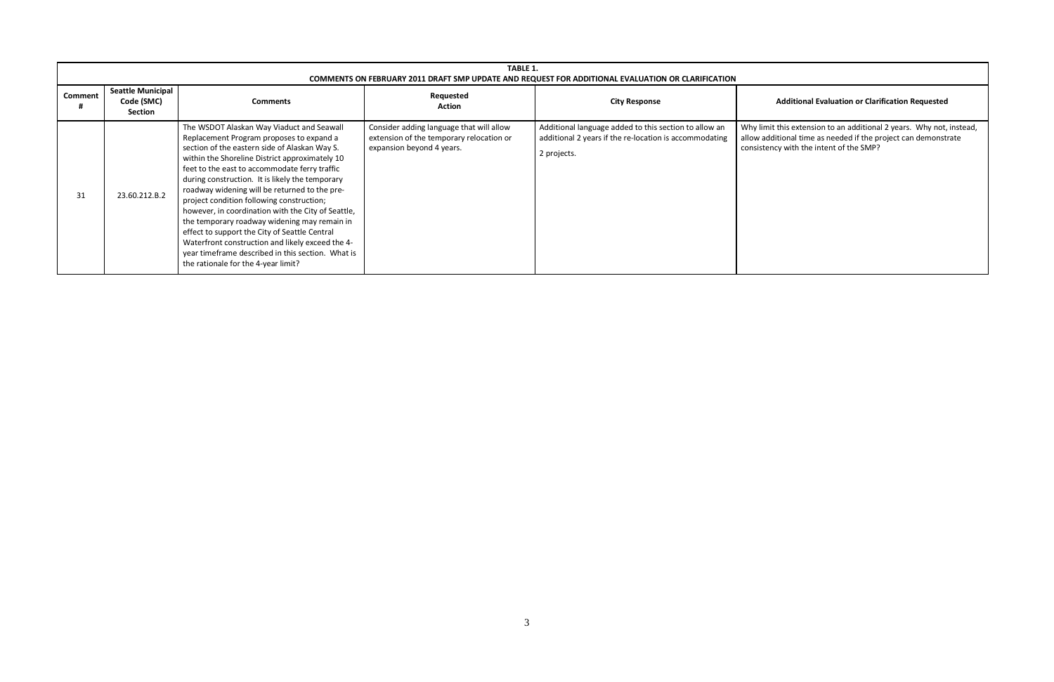| **TABLE 1.** **COMMENTS ON FEBRUARY 2011 DRAFT SMP UPDATE AND REQUEST FOR ADDITIONAL EVALUATION OR CLARIFICATION** | | | | | |
|---|---|---|---|---|---|
| **Comment #** | **Seattle Municipal Code (SMC) Section** | **Comments** | **Requested Action** | **City Response** | **Additional Evaluation or Clarification Requested** |
| 31 | 23.60.212.B.2 | The WSDOT Alaskan Way Viaduct and Seawall Replacement Program proposes to expand a section of the eastern side of Alaskan Way S. within the Shoreline District approximately 10 feet to the east to accommodate ferry traffic during construction. It is likely the temporary roadway widening will be returned to the pre-project condition following construction; however, in coordination with the City of Seattle, the temporary roadway widening may remain in effect to support the City of Seattle Central Waterfront construction and likely exceed the 4-year timeframe described in this section. What is the rationale for the 4-year limit? | Consider adding language that will allow extension of the temporary relocation or expansion beyond 4 years. | Additional language added to this section to allow an additional 2 years if the re-location is accommodating 2 projects. | Why limit this extension to an additional 2 years. Why not, instead, allow additional time as needed if the project can demonstrate consistency with the intent of the SMP? |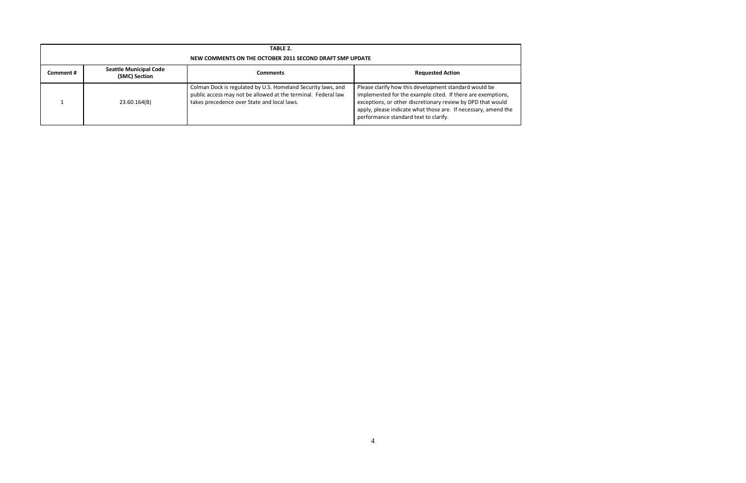| TABLE 2. NEW COMMENTS ON THE OCTOBER 2011 SECOND DRAFT SMP UPDATE | | | |
|---|---|---|---|
| **Comment #** | **Seattle Municipal Code (SMC) Section** | **Comments** | **Requested Action** |
| 1 | 23.60.164(B) | Colman Dock is regulated by U.S. Homeland Security laws, and public access may not be allowed at the terminal. Federal law takes precedence over State and local laws. | Please clarify how this development standard would be implemented for the example cited. If there are exemptions, exceptions, or other discretionary review by DPD that would apply, please indicate what those are. If necessary, amend the performance standard text to clarify. |